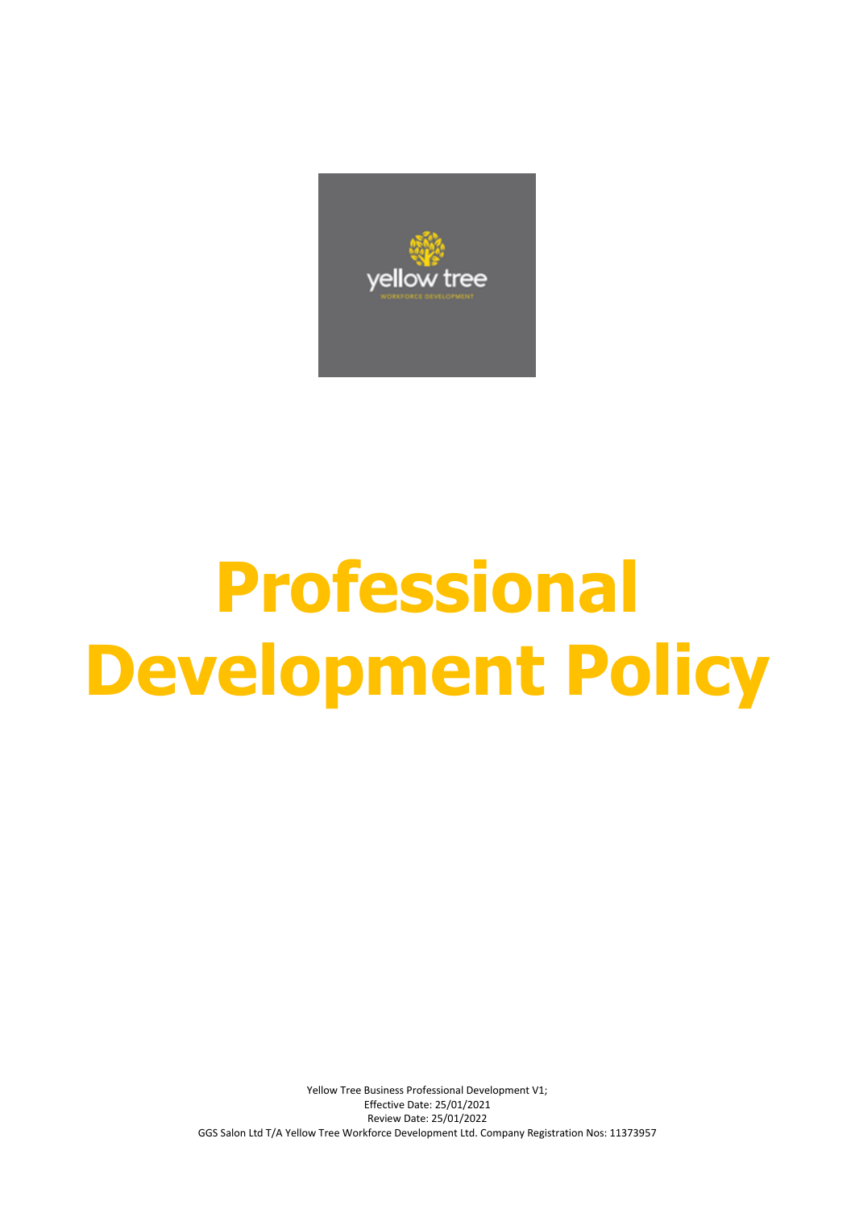# Professional Development Policy

Yellow Tree Business Professional Development V1;
Effective Date: 25/01/2021
Review Date: 25/01/2022
GGS Salon Ltd T/A Yellow Tree Workforce Development Ltd. Company Registration Nos: 11373957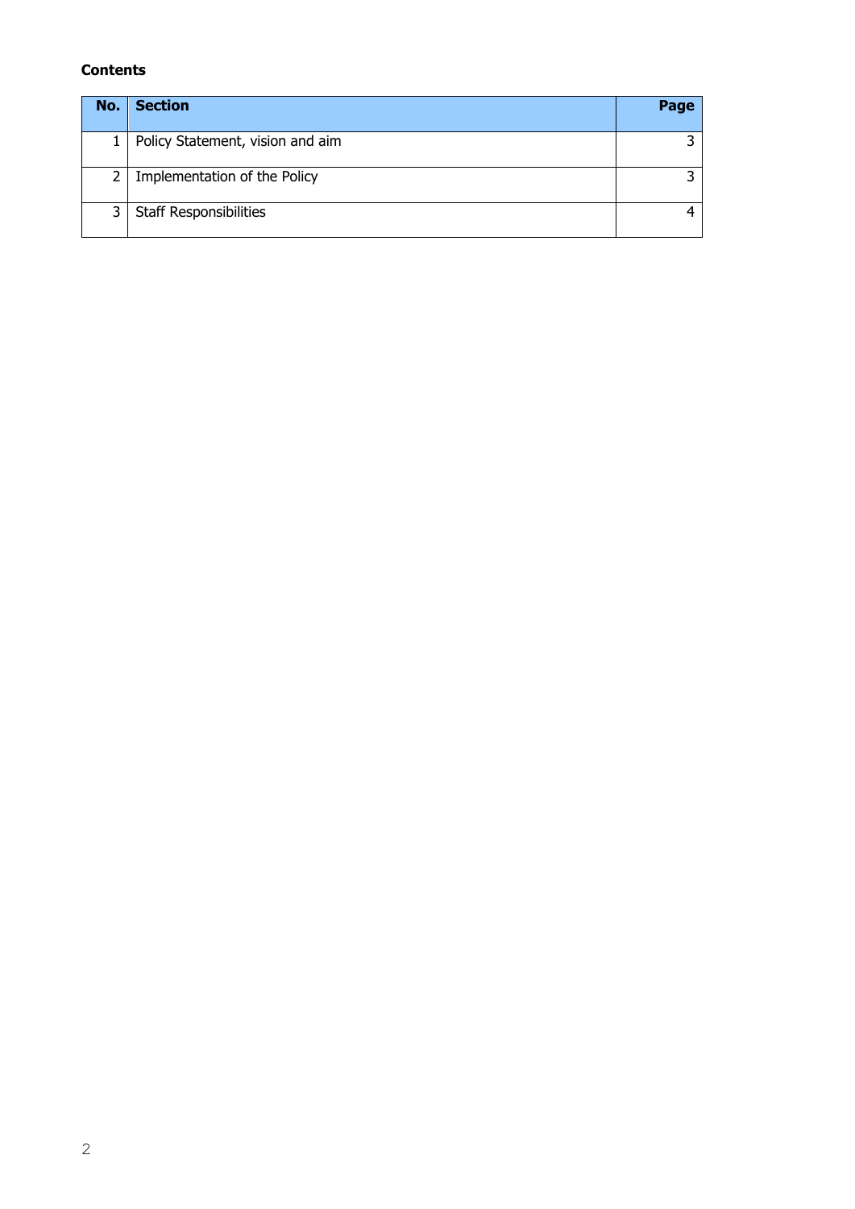**Contents**

| No. | Section | Page |
|---:|---|---:|
| 1 | Policy Statement, vision and aim | 3 |
| 2 | Implementation of the Policy | 3 |
| 3 | Staff Responsibilities | 4 |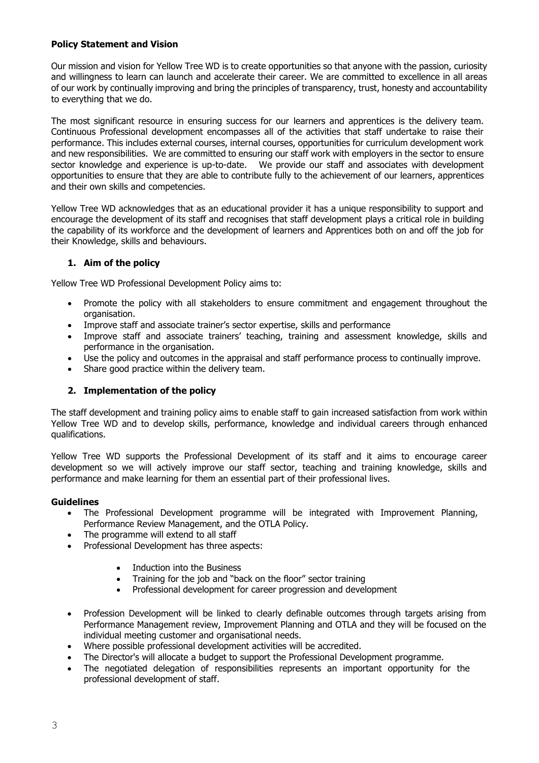**Policy Statement and Vision**

Our mission and vision for Yellow Tree WD is to create opportunities so that anyone with the passion, curiosity and willingness to learn can launch and accelerate their career. We are committed to excellence in all areas of our work by continually improving and bring the principles of transparency, trust, honesty and accountability to everything that we do.

The most significant resource in ensuring success for our learners and apprentices is the delivery team. Continuous Professional development encompasses all of the activities that staff undertake to raise their performance. This includes external courses, internal courses, opportunities for curriculum development work and new responsibilities. We are committed to ensuring our staff work with employers in the sector to ensure sector knowledge and experience is up-to-date. We provide our staff and associates with development opportunities to ensure that they are able to contribute fully to the achievement of our learners, apprentices and their own skills and competencies.

Yellow Tree WD acknowledges that as an educational provider it has a unique responsibility to support and encourage the development of its staff and recognises that staff development plays a critical role in building the capability of its workforce and the development of learners and Apprentices both on and off the job for their Knowledge, skills and behaviours.

## 1. Aim of the policy

Yellow Tree WD Professional Development Policy aims to:

- Promote the policy with all stakeholders to ensure commitment and engagement throughout the organisation.
- Improve staff and associate trainer's sector expertise, skills and performance
- Improve staff and associate trainers' teaching, training and assessment knowledge, skills and performance in the organisation.
- Use the policy and outcomes in the appraisal and staff performance process to continually improve.
- Share good practice within the delivery team.

## 2. Implementation of the policy

The staff development and training policy aims to enable staff to gain increased satisfaction from work within Yellow Tree WD and to develop skills, performance, knowledge and individual careers through enhanced qualifications.

Yellow Tree WD supports the Professional Development of its staff and it aims to encourage career development so we will actively improve our staff sector, teaching and training knowledge, skills and performance and make learning for them an essential part of their professional lives.

**Guidelines**

- The Professional Development programme will be integrated with Improvement Planning, Performance Review Management, and the OTLA Policy.
- The programme will extend to all staff
- Professional Development has three aspects:
    - Induction into the Business
    - Training for the job and "back on the floor" sector training
    - Professional development for career progression and development
- Profession Development will be linked to clearly definable outcomes through targets arising from Performance Management review, Improvement Planning and OTLA and they will be focused on the individual meeting customer and organisational needs.
- Where possible professional development activities will be accredited.
- The Director's will allocate a budget to support the Professional Development programme.
- The negotiated delegation of responsibilities represents an important opportunity for the professional development of staff.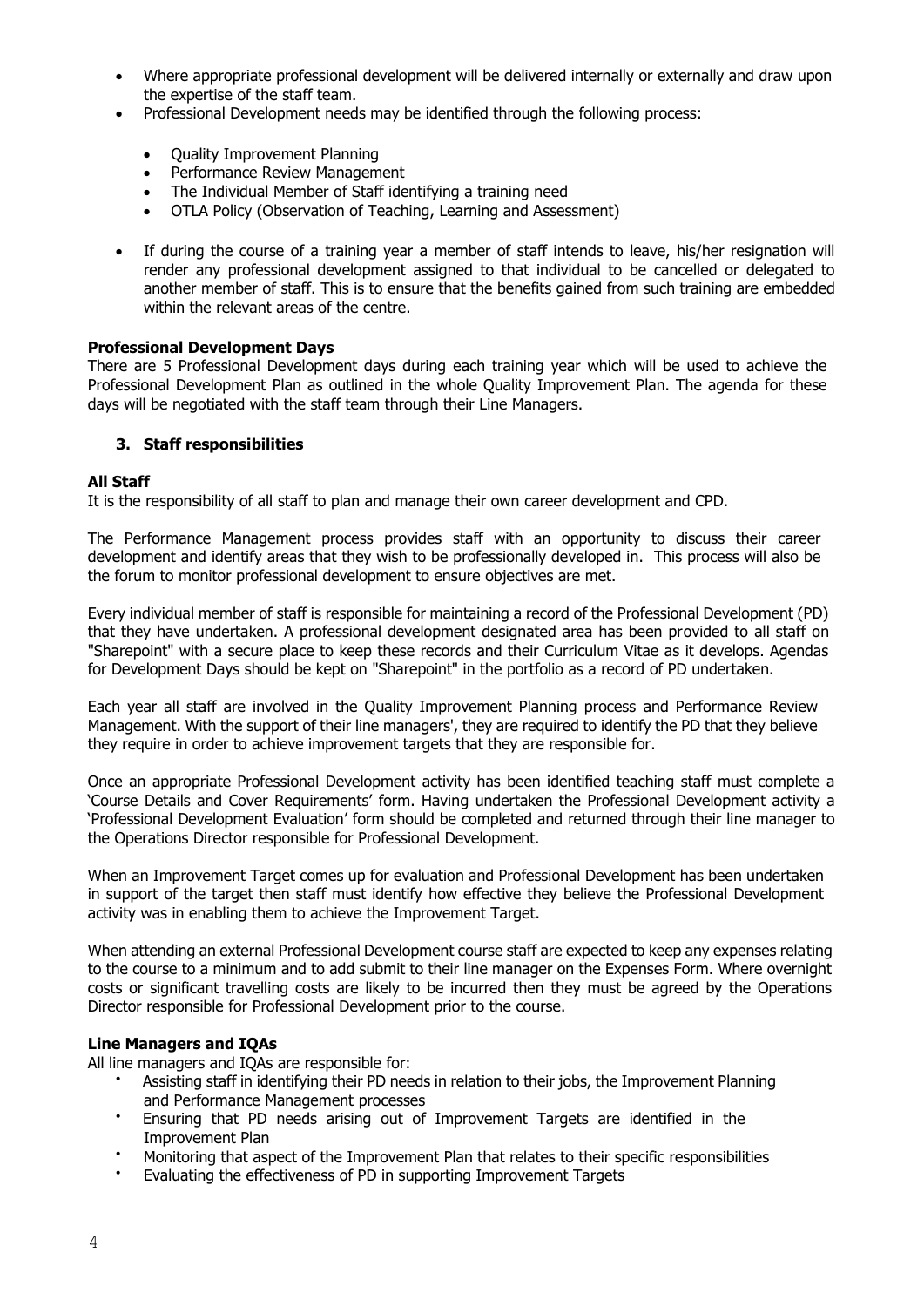- Where appropriate professional development will be delivered internally or externally and draw upon the expertise of the staff team.
- Professional Development needs may be identified through the following process:
  - Quality Improvement Planning
  - Performance Review Management
  - The Individual Member of Staff identifying a training need
  - OTLA Policy (Observation of Teaching, Learning and Assessment)
- If during the course of a training year a member of staff intends to leave, his/her resignation will render any professional development assigned to that individual to be cancelled or delegated to another member of staff. This is to ensure that the benefits gained from such training are embedded within the relevant areas of the centre.

**Professional Development Days**

There are 5 Professional Development days during each training year which will be used to achieve the Professional Development Plan as outlined in the whole Quality Improvement Plan. The agenda for these days will be negotiated with the staff team through their Line Managers.

### 3. Staff responsibilities

**All Staff**

It is the responsibility of all staff to plan and manage their own career development and CPD.

The Performance Management process provides staff with an opportunity to discuss their career development and identify areas that they wish to be professionally developed in. This process will also be the forum to monitor professional development to ensure objectives are met.

Every individual member of staff is responsible for maintaining a record of the Professional Development (PD) that they have undertaken. A professional development designated area has been provided to all staff on "Sharepoint" with a secure place to keep these records and their Curriculum Vitae as it develops. Agendas for Development Days should be kept on "Sharepoint" in the portfolio as a record of PD undertaken.

Each year all staff are involved in the Quality Improvement Planning process and Performance Review Management. With the support of their line managers', they are required to identify the PD that they believe they require in order to achieve improvement targets that they are responsible for.

Once an appropriate Professional Development activity has been identified teaching staff must complete a 'Course Details and Cover Requirements' form. Having undertaken the Professional Development activity a 'Professional Development Evaluation' form should be completed and returned through their line manager to the Operations Director responsible for Professional Development.

When an Improvement Target comes up for evaluation and Professional Development has been undertaken in support of the target then staff must identify how effective they believe the Professional Development activity was in enabling them to achieve the Improvement Target.

When attending an external Professional Development course staff are expected to keep any expenses relating to the course to a minimum and to add submit to their line manager on the Expenses Form. Where overnight costs or significant travelling costs are likely to be incurred then they must be agreed by the Operations Director responsible for Professional Development prior to the course.

**Line Managers and IQAs**

All line managers and IQAs are responsible for:

- Assisting staff in identifying their PD needs in relation to their jobs, the Improvement Planning and Performance Management processes
- Ensuring that PD needs arising out of Improvement Targets are identified in the Improvement Plan
- Monitoring that aspect of the Improvement Plan that relates to their specific responsibilities
- Evaluating the effectiveness of PD in supporting Improvement Targets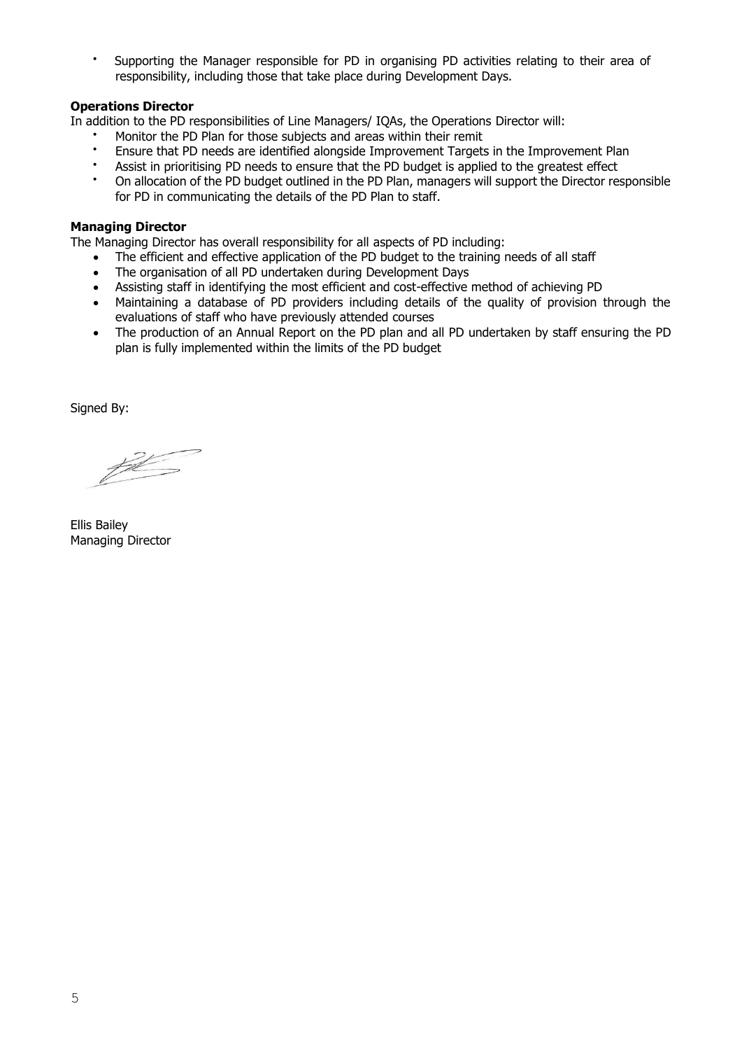- Supporting the Manager responsible for PD in organising PD activities relating to their area of responsibility, including those that take place during Development Days.

**Operations Director**

In addition to the PD responsibilities of Line Managers/ IQAs, the Operations Director will:

- Monitor the PD Plan for those subjects and areas within their remit
- Ensure that PD needs are identified alongside Improvement Targets in the Improvement Plan
- Assist in prioritising PD needs to ensure that the PD budget is applied to the greatest effect
- On allocation of the PD budget outlined in the PD Plan, managers will support the Director responsible for PD in communicating the details of the PD Plan to staff.

**Managing Director**

The Managing Director has overall responsibility for all aspects of PD including:

- The efficient and effective application of the PD budget to the training needs of all staff
- The organisation of all PD undertaken during Development Days
- Assisting staff in identifying the most efficient and cost-effective method of achieving PD
- Maintaining a database of PD providers including details of the quality of provision through the evaluations of staff who have previously attended courses
- The production of an Annual Report on the PD plan and all PD undertaken by staff ensuring the PD plan is fully implemented within the limits of the PD budget

Signed By:

Ellis Bailey
Managing Director